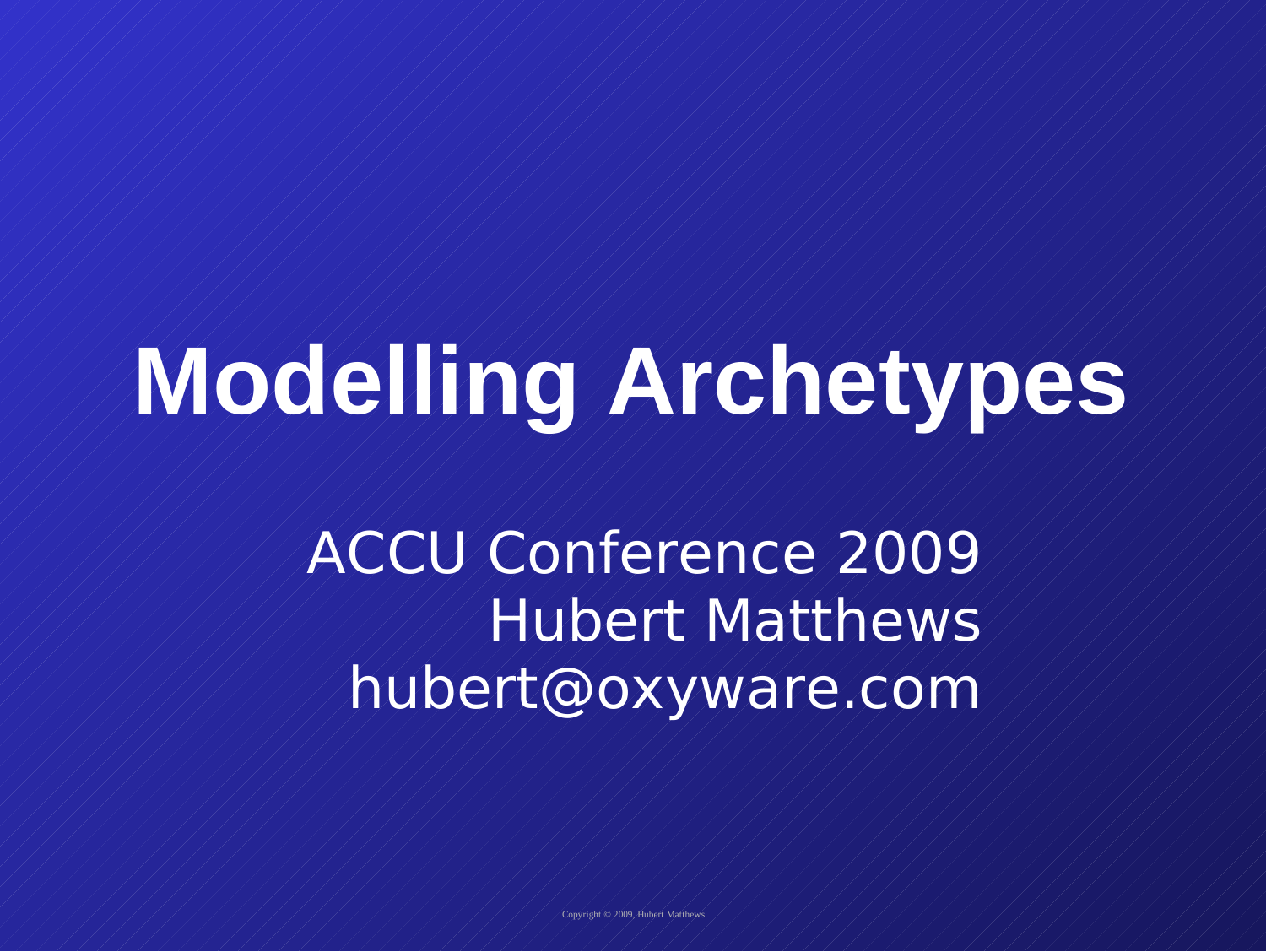# Modelling Archetypes

ACCU Conference 2009
Hubert Matthews
hubert@oxyware.com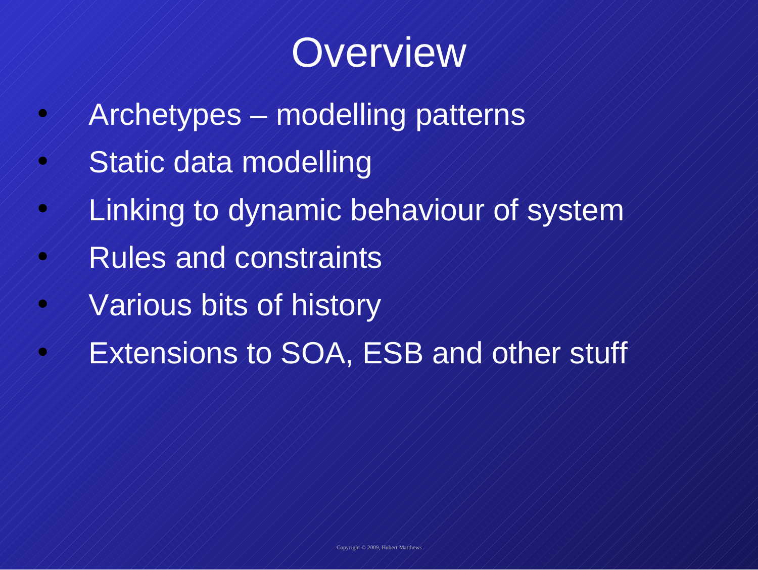# Overview

- Archetypes – modelling patterns
- Static data modelling
- Linking to dynamic behaviour of system
- Rules and constraints
- Various bits of history
- Extensions to SOA, ESB and other stuff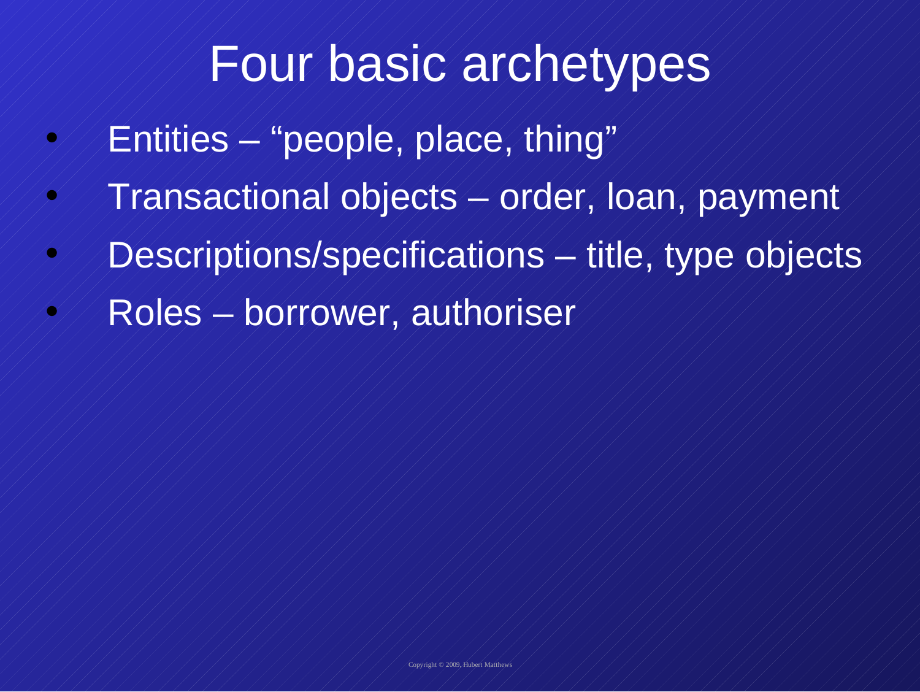# Four basic archetypes

- Entities – “people, place, thing”
- Transactional objects – order, loan, payment
- Descriptions/specifications – title, type objects
- Roles – borrower, authoriser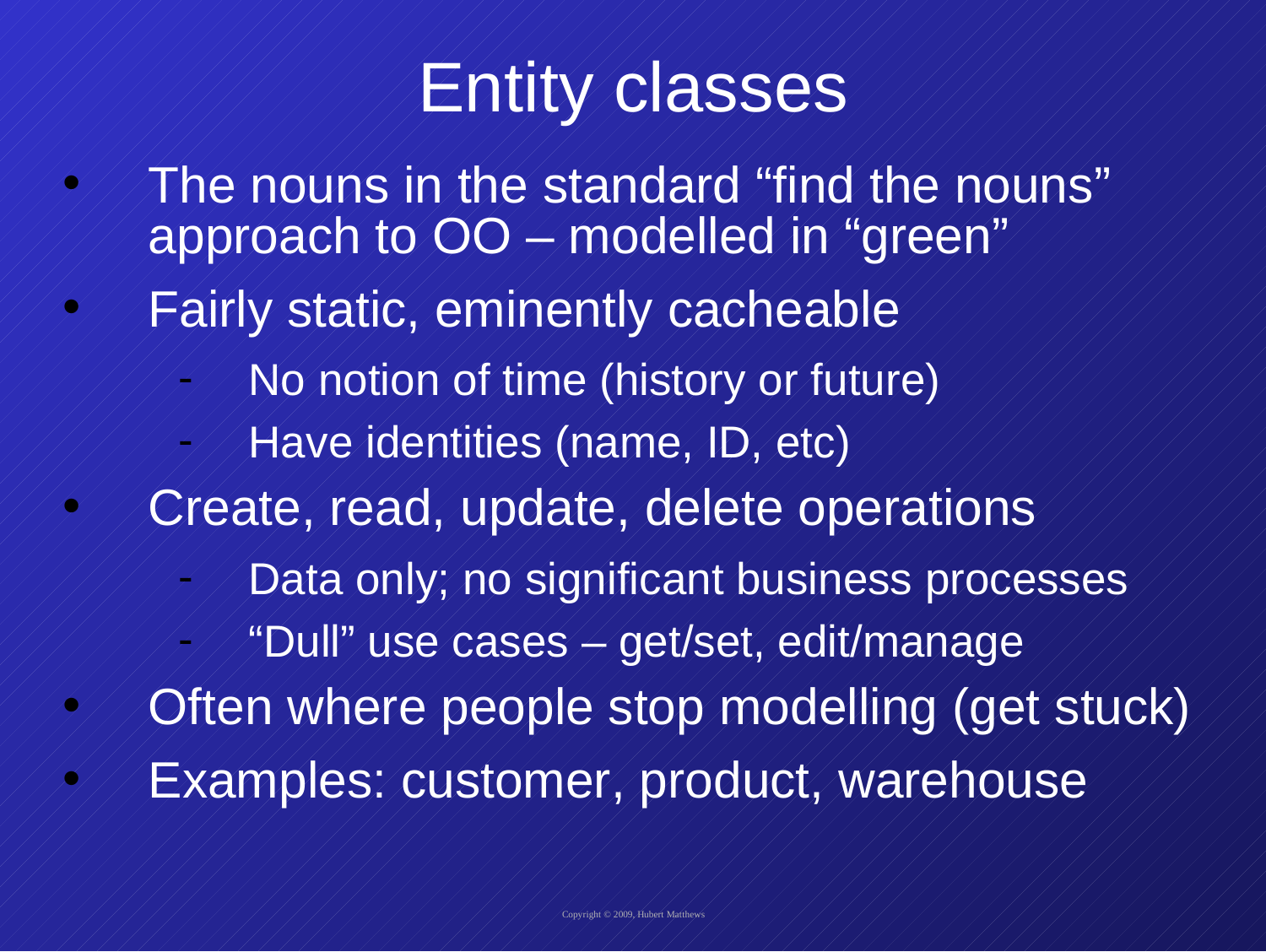# Entity classes

- The nouns in the standard “find the nouns” approach to OO – modelled in “green”
- Fairly static, eminently cacheable
  - No notion of time (history or future)
  - Have identities (name, ID, etc)
- Create, read, update, delete operations
  - Data only; no significant business processes
  - “Dull” use cases – get/set, edit/manage
- Often where people stop modelling (get stuck)
- Examples: customer, product, warehouse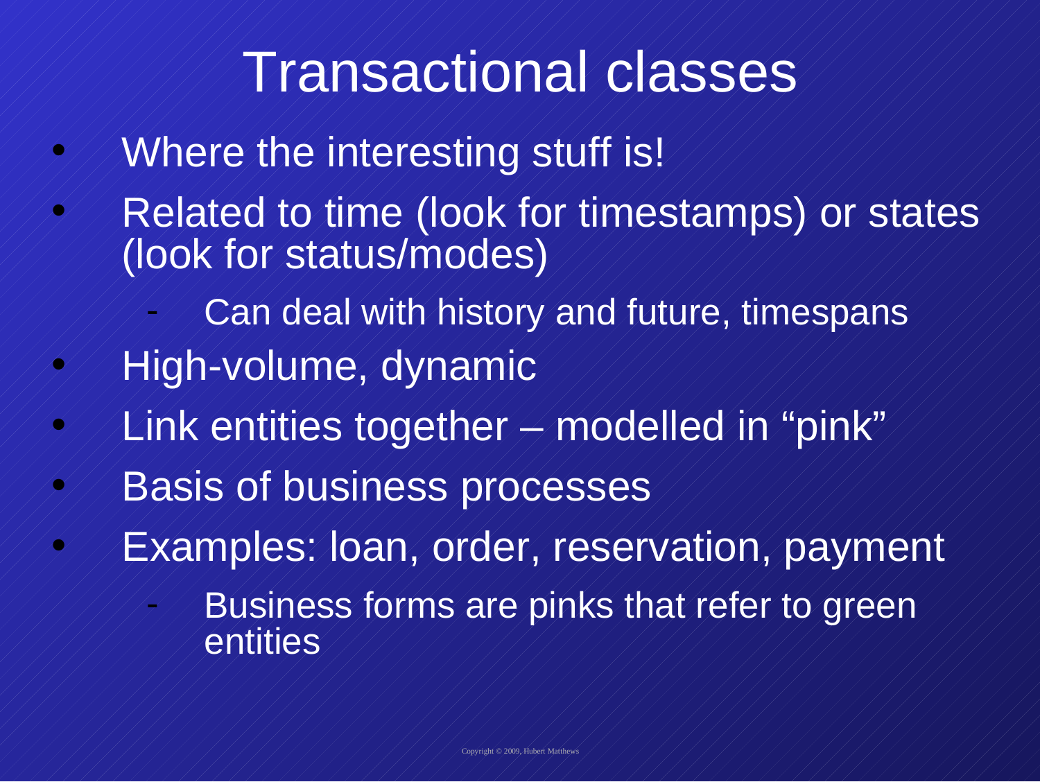# Transactional classes

- Where the interesting stuff is!
- Related to time (look for timestamps) or states (look for status/modes)
  - Can deal with history and future, timespans
- High-volume, dynamic
- Link entities together – modelled in “pink”
- Basis of business processes
- Examples: loan, order, reservation, payment
  - Business forms are pinks that refer to green entities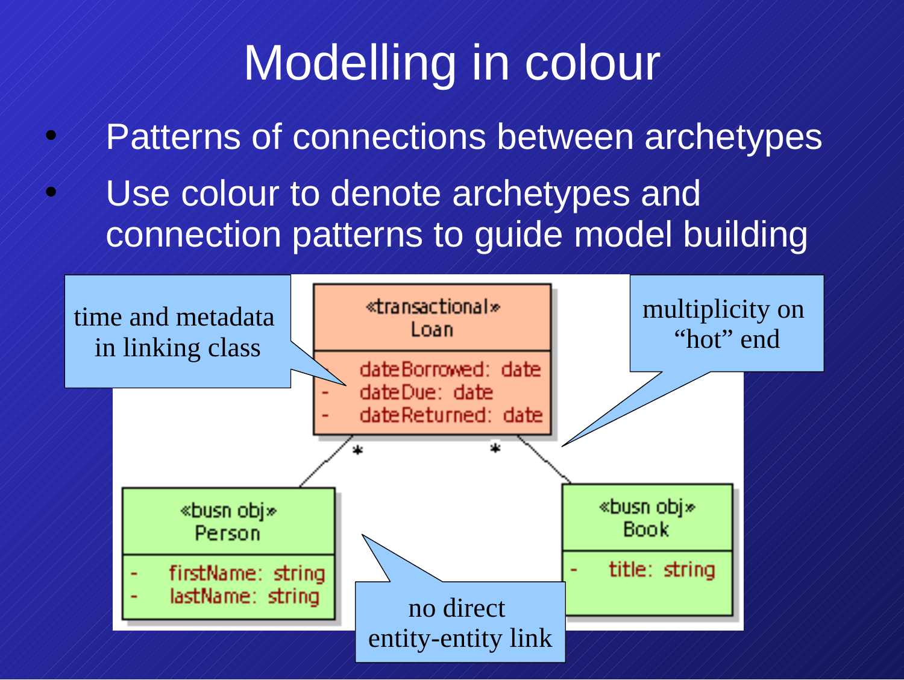# Modelling in colour

- Patterns of connections between archetypes
- Use colour to denote archetypes and connection patterns to guide model building

time and metadata in linking class

«transactional»
Loan

- dateBorrowed: date
- dateDue: date
- dateReturned: date

multiplicity on "hot" end

«busn obj»
Person

- firstName: string
- lastName: string

«busn obj»
Book

- title: string

no direct entity-entity link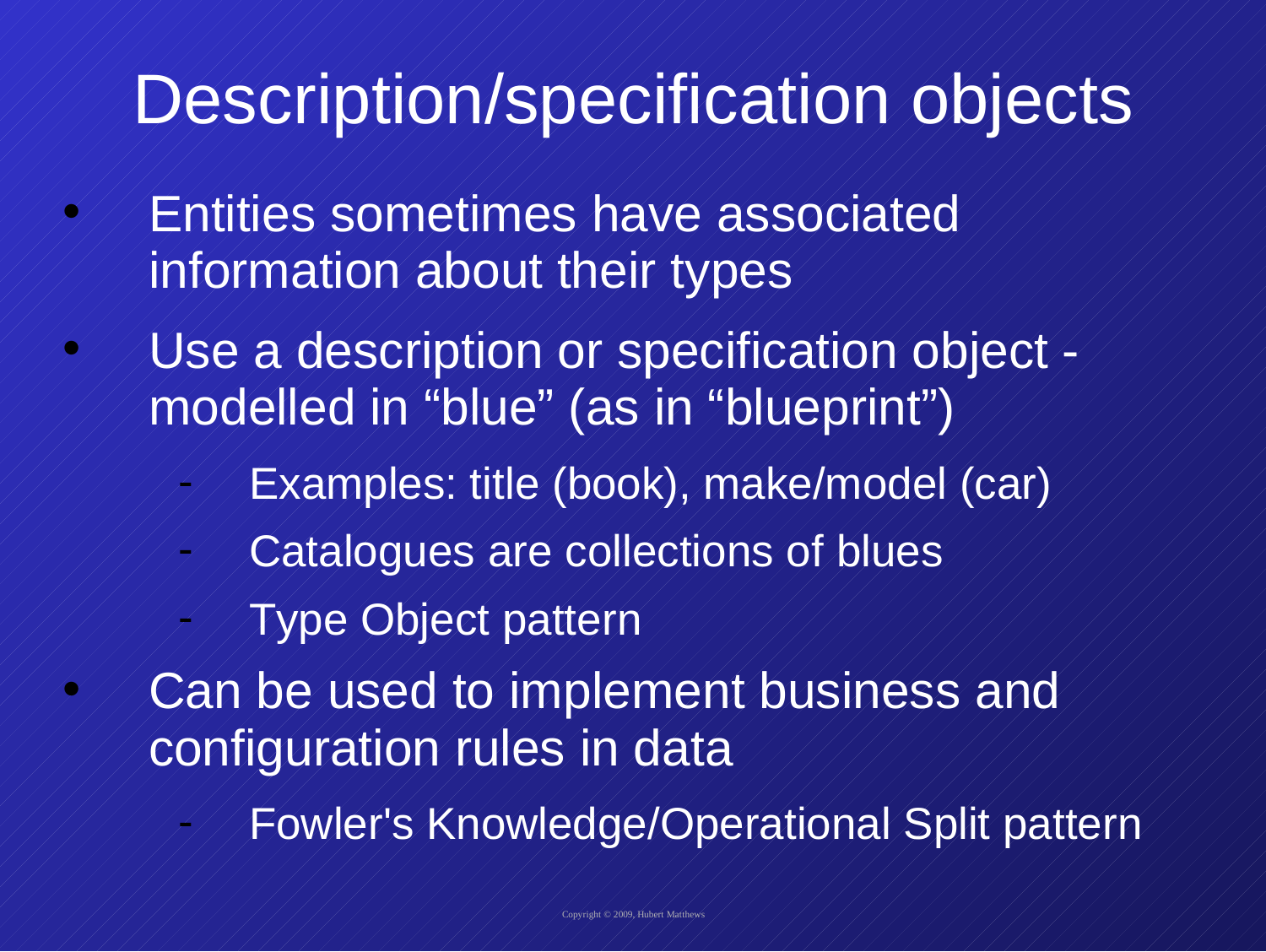# Description/specification objects

- Entities sometimes have associated information about their types
- Use a description or specification object - modelled in “blue” (as in “blueprint”)
  - Examples: title (book), make/model (car)
  - Catalogues are collections of blues
  - Type Object pattern
- Can be used to implement business and configuration rules in data
  - Fowler's Knowledge/Operational Split pattern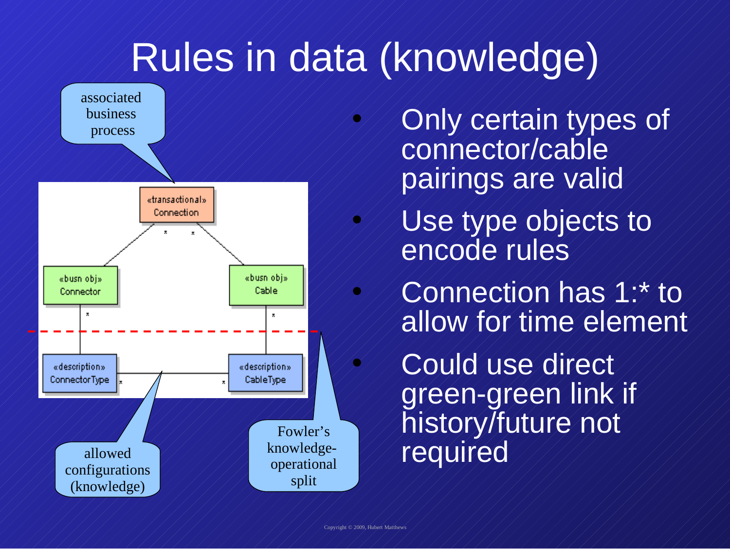# Rules in data (knowledge)

associated business process

«transactional» Connection

«busn obj» Connector

«busn obj» Cable

«description» ConnectorType

«description» CableType

allowed configurations (knowledge)

Fowler's knowledge-operational split

- Only certain types of connector/cable pairings are valid
- Use type objects to encode rules
- Connection has 1:* to allow for time element
- Could use direct green-green link if history/future not required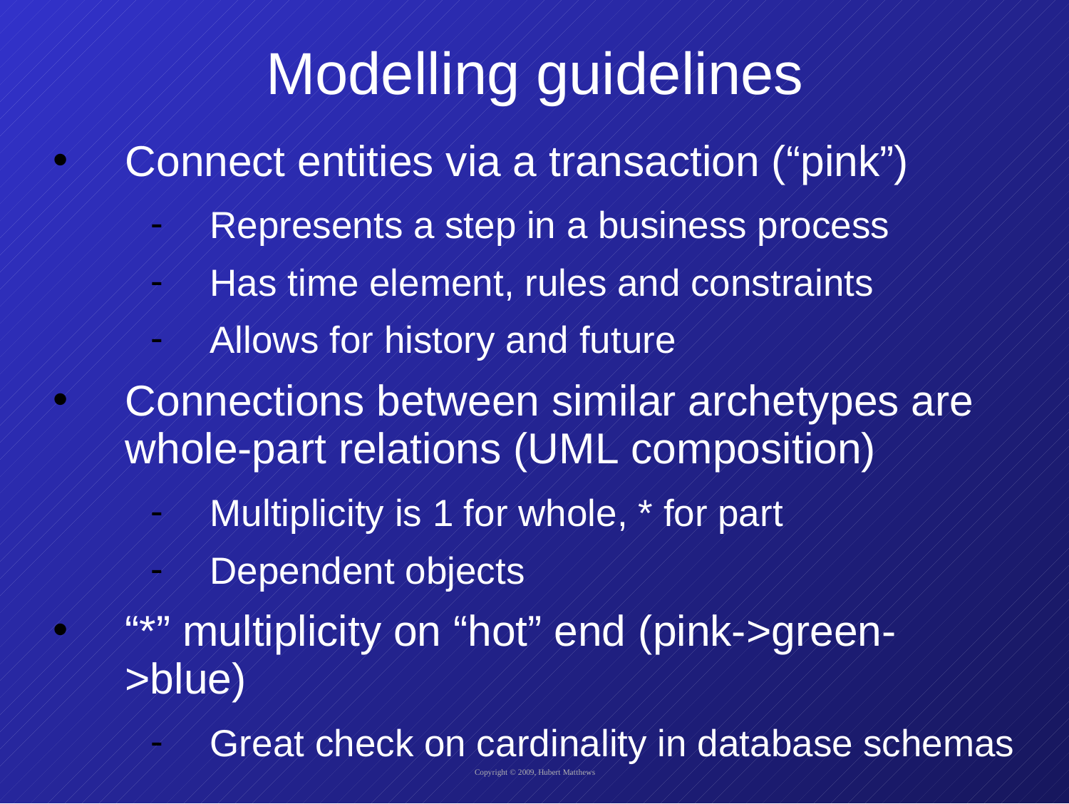# Modelling guidelines

- Connect entities via a transaction ("pink")
  - Represents a step in a business process
  - Has time element, rules and constraints
  - Allows for history and future
- Connections between similar archetypes are whole-part relations (UML composition)
  - Multiplicity is 1 for whole, * for part
  - Dependent objects
- "*" multiplicity on "hot" end (pink->green->blue)
  - Great check on cardinality in database schemas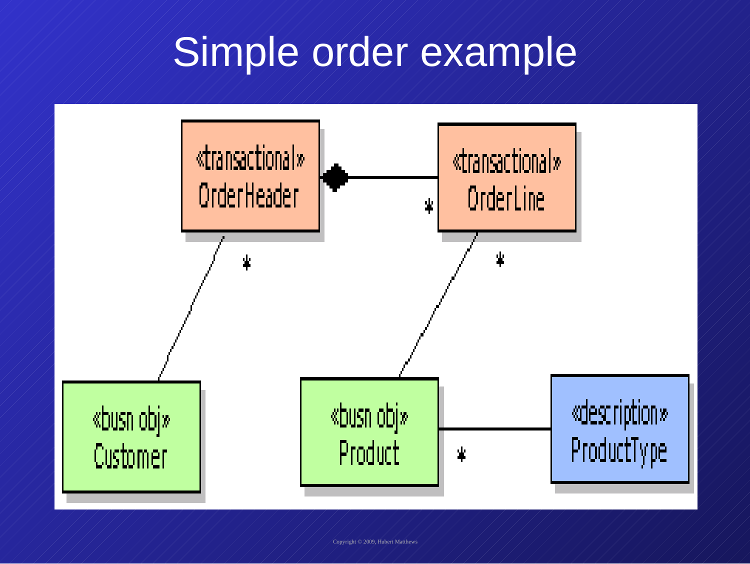# Simple order example

«transactional»
OrderHeader

«transactional»
OrderLine

«busn obj»
Customer

«busn obj»
Product

«description»
ProductType

*

*

*

*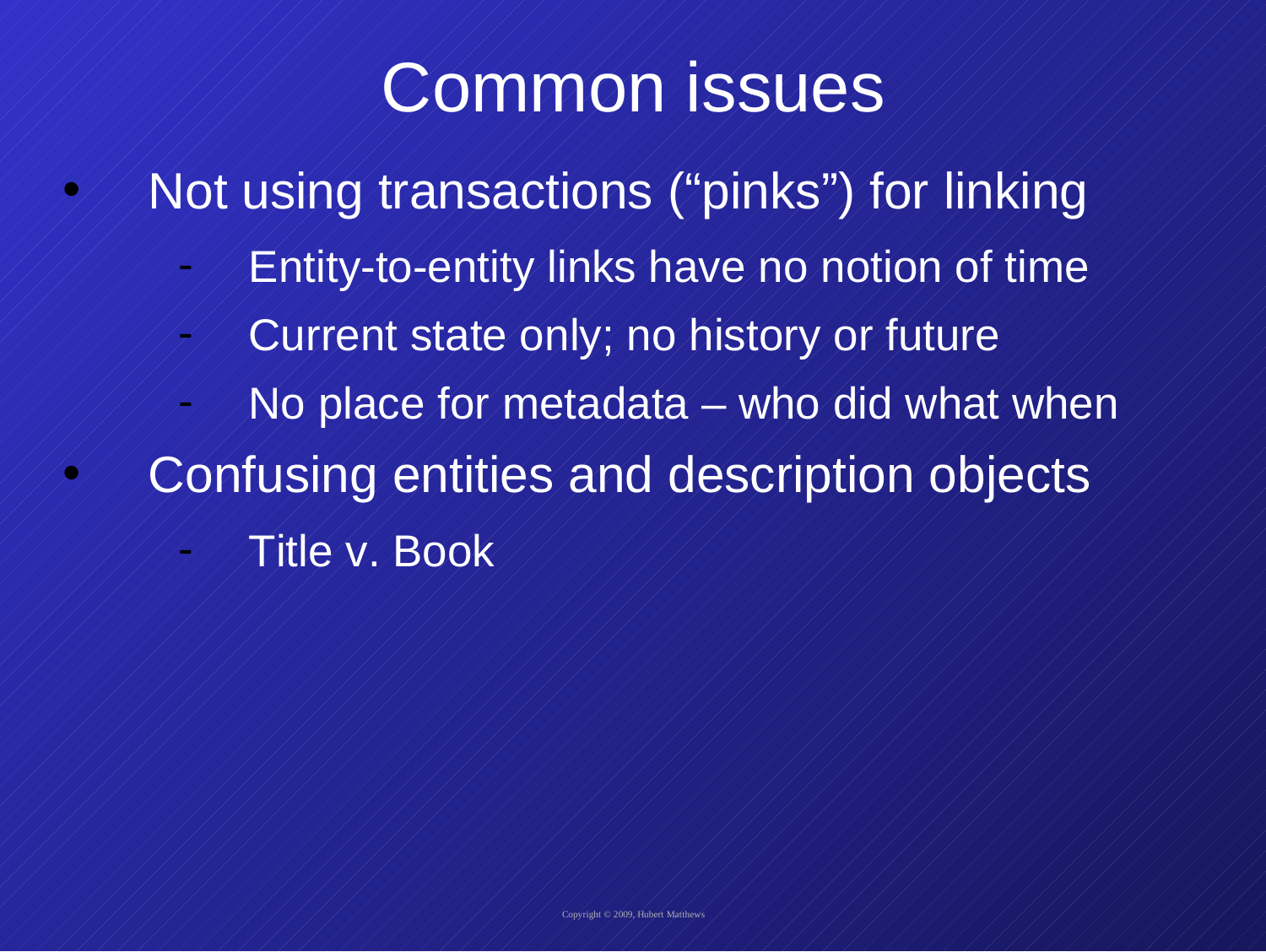# Common issues

- Not using transactions ("pinks") for linking
  - Entity-to-entity links have no notion of time
  - Current state only; no history or future
  - No place for metadata – who did what when
- Confusing entities and description objects
  - Title v. Book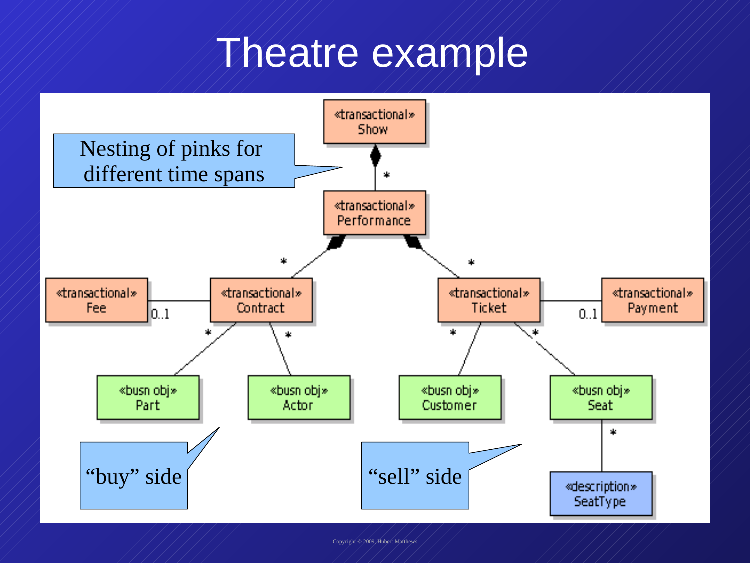# Theatre example

«transactional» Show

«transactional» Performance

«transactional» Fee

«transactional» Contract

«transactional» Ticket

«transactional» Payment

«busn obj» Part

«busn obj» Actor

«busn obj» Customer

«busn obj» Seat

«description» SeatType

Nesting of pinks for different time spans

“buy” side

“sell” side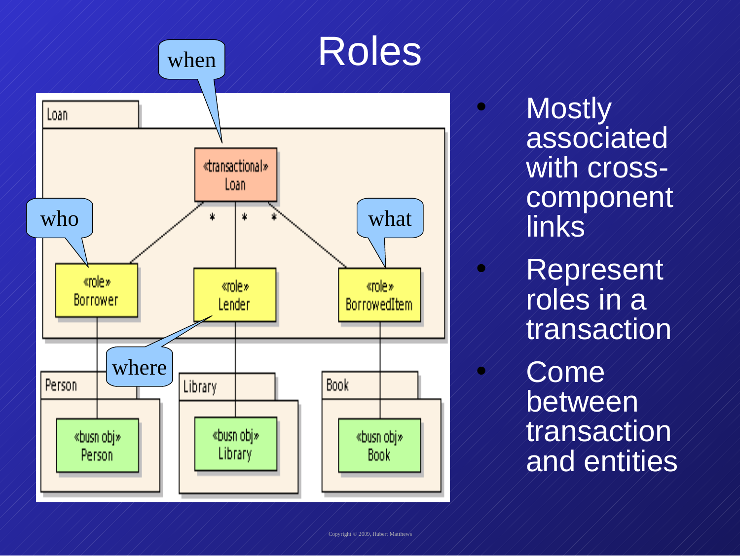# Roles

- Mostly associated with cross-component links
- Represent roles in a transaction
- Come between transaction and entities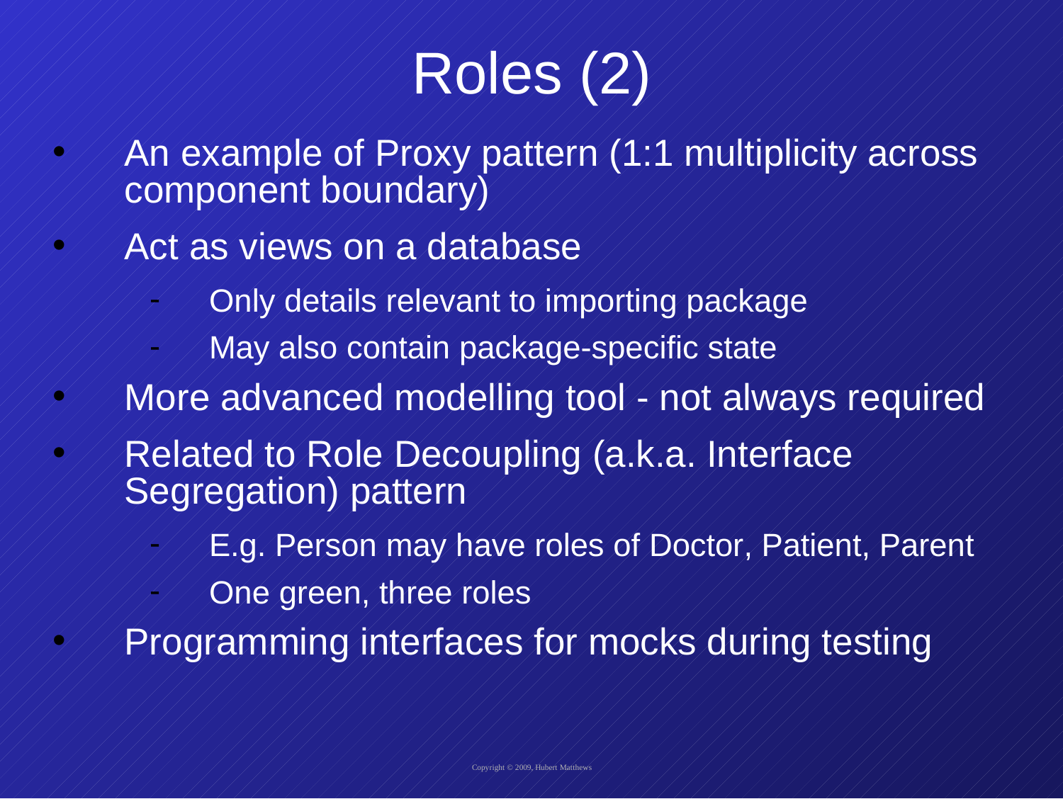# Roles (2)

- An example of Proxy pattern (1:1 multiplicity across component boundary)
- Act as views on a database
  - Only details relevant to importing package
  - May also contain package-specific state
- More advanced modelling tool - not always required
- Related to Role Decoupling (a.k.a. Interface Segregation) pattern
  - E.g. Person may have roles of Doctor, Patient, Parent
  - One green, three roles
- Programming interfaces for mocks during testing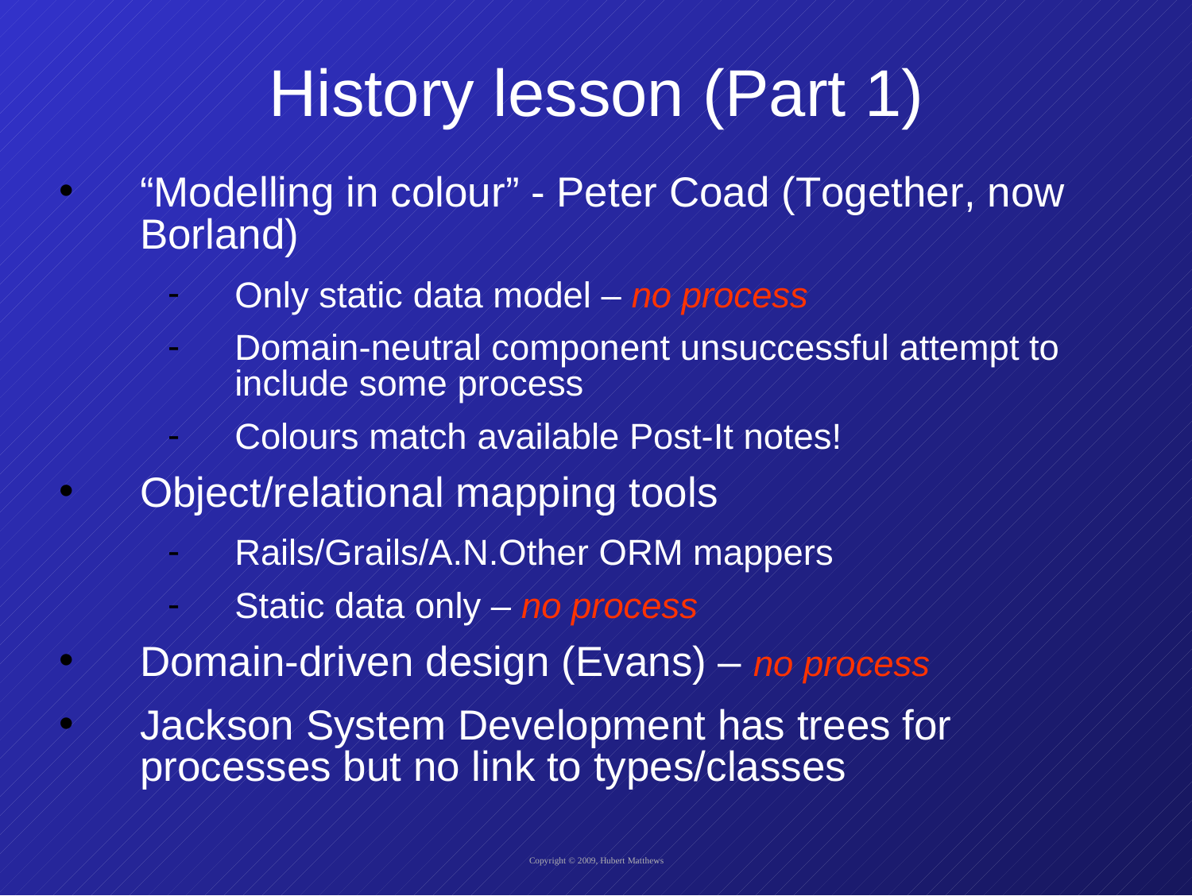# History lesson (Part 1)

- “Modelling in colour” - Peter Coad (Together, now Borland)
  - Only static data model – *no process*
  - Domain-neutral component unsuccessful attempt to include some process
  - Colours match available Post-It notes!
- Object/relational mapping tools
  - Rails/Grails/A.N.Other ORM mappers
  - Static data only – *no process*
- Domain-driven design (Evans) – *no process*
- Jackson System Development has trees for processes but no link to types/classes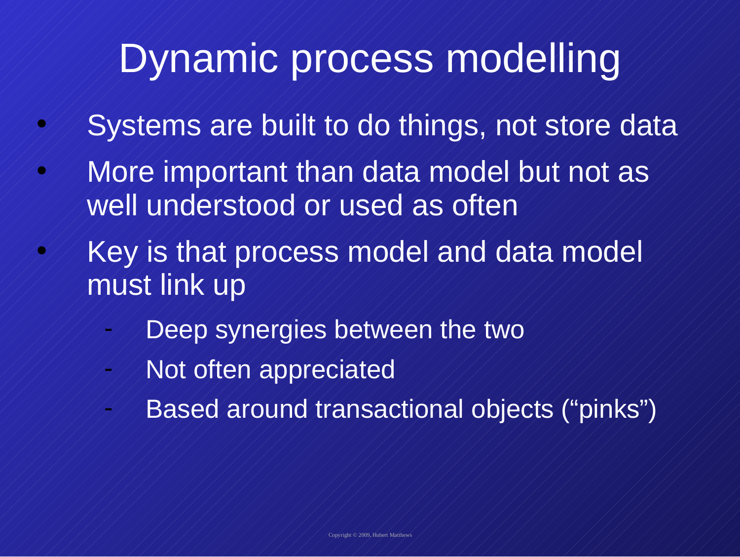# Dynamic process modelling

- Systems are built to do things, not store data
- More important than data model but not as well understood or used as often
- Key is that process model and data model must link up
  - Deep synergies between the two
  - Not often appreciated
  - Based around transactional objects ("pinks")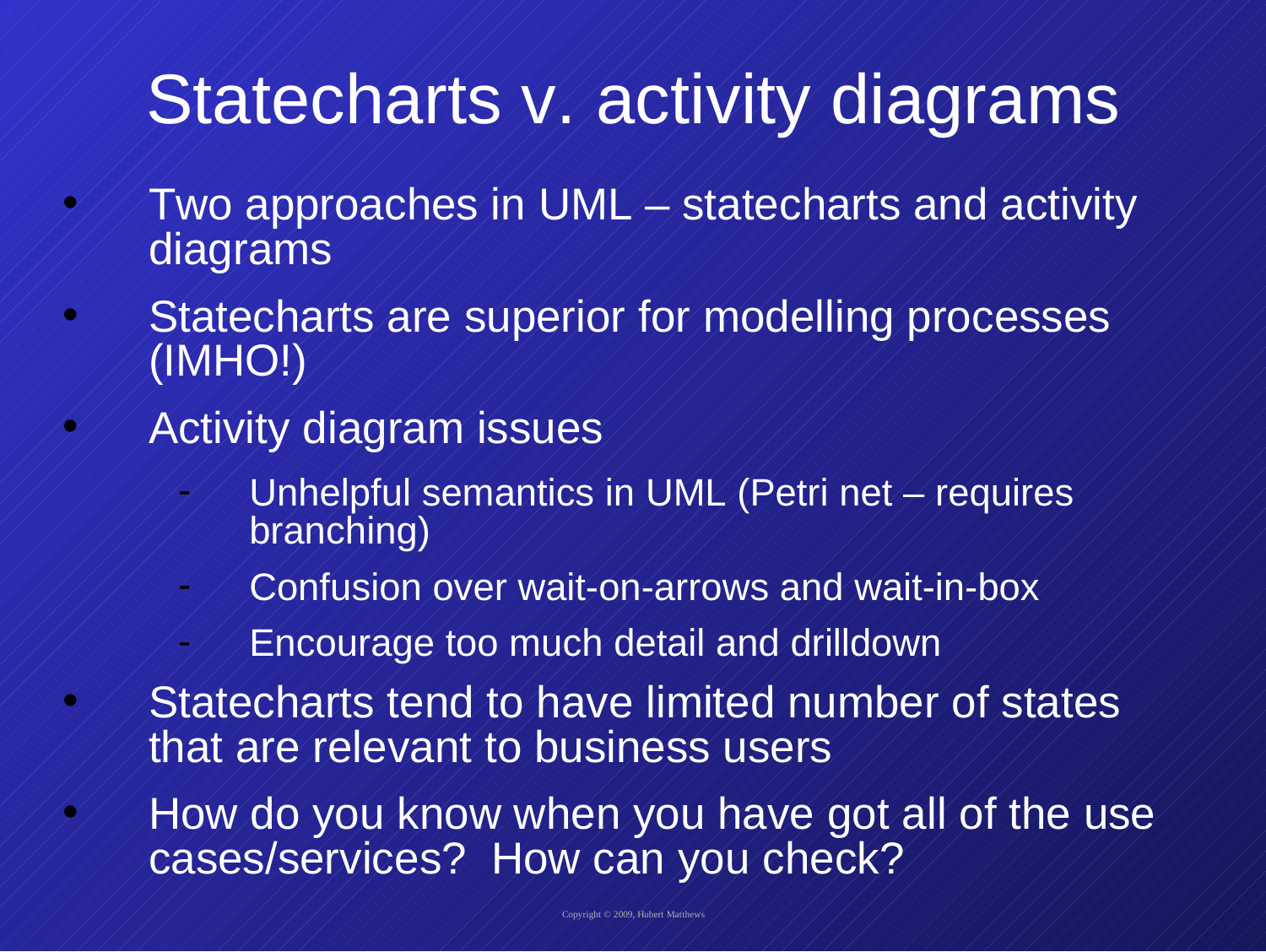# Statecharts v. activity diagrams

- Two approaches in UML – statecharts and activity diagrams
- Statecharts are superior for modelling processes (IMHO!)
- Activity diagram issues
  - Unhelpful semantics in UML (Petri net – requires branching)
  - Confusion over wait-on-arrows and wait-in-box
  - Encourage too much detail and drilldown
- Statecharts tend to have limited number of states that are relevant to business users
- How do you know when you have got all of the use cases/services? How can you check?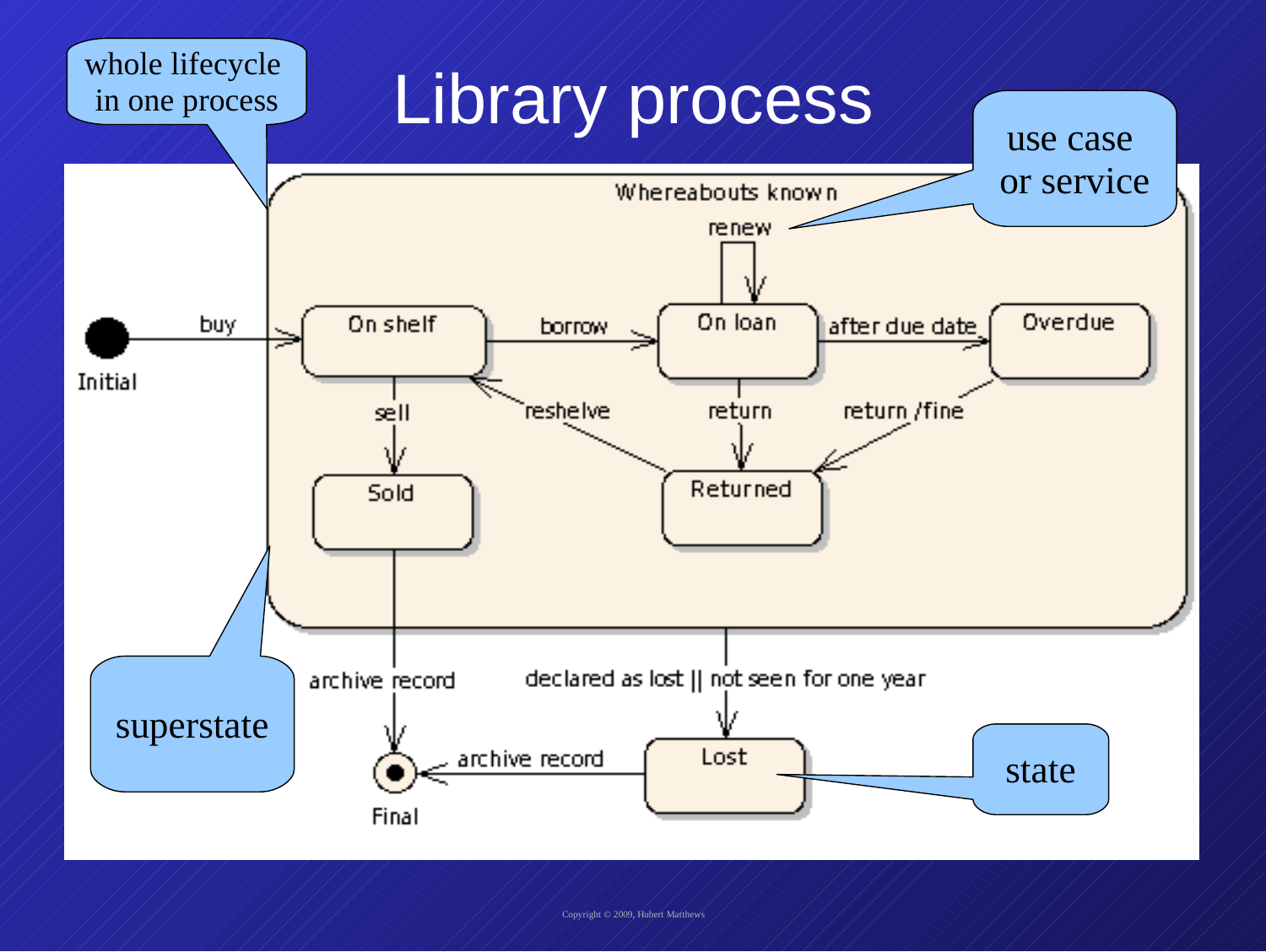# Library process

whole lifecycle in one process

use case or service

superstate

state

Whereabouts known

Initial —buy→ On shelf

On shelf —borrow→ On loan

On loan —renew→ On loan

On loan —after due date→ Overdue

On loan —return→ Returned

Overdue —return /fine→ Returned

Returned —reshelve→ On shelf

On shelf —sell→ Sold

Sold —archive record→ Final

Whereabouts known —declared as lost || not seen for one year→ Lost

Lost —archive record→ Final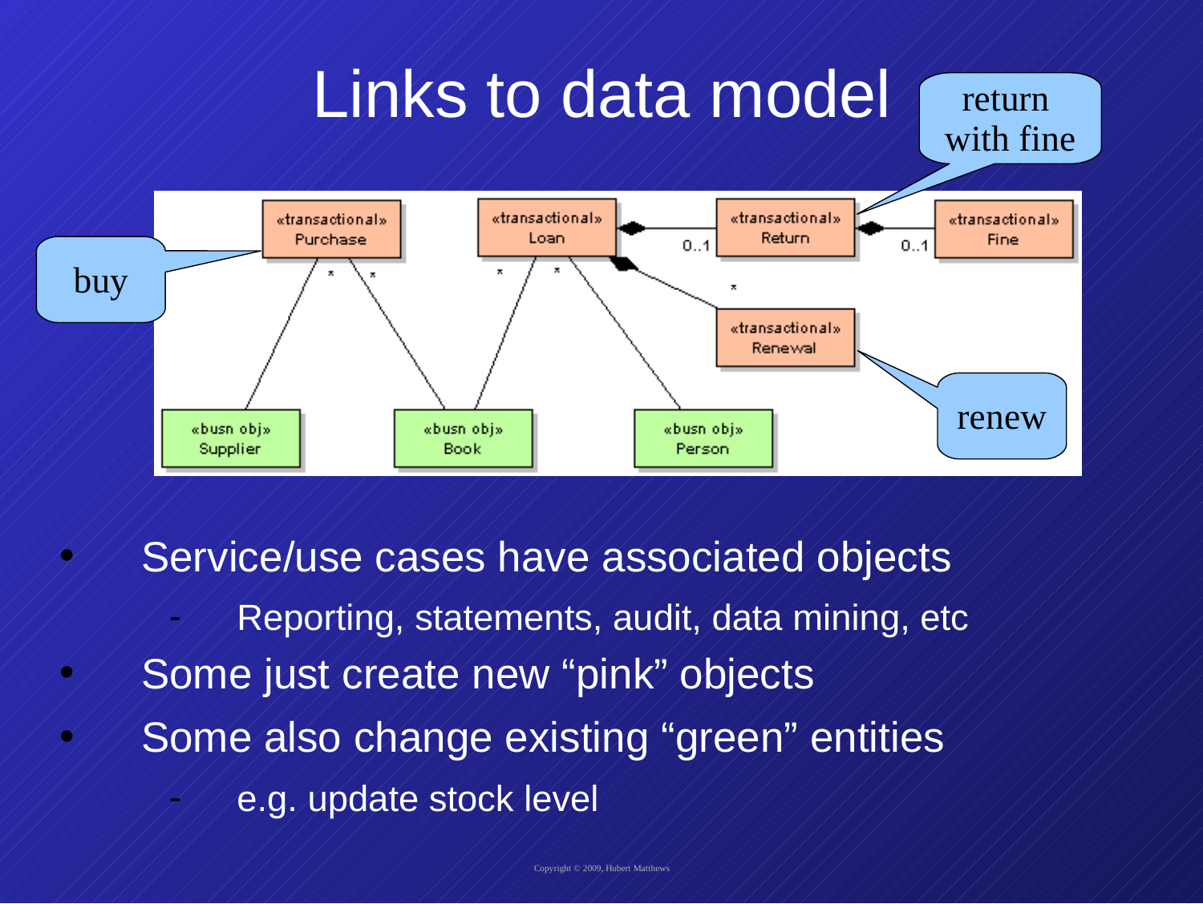# Links to data model

return with fine

buy

renew

«transactional» Purchase

«transactional» Loan

«transactional» Return

«transactional» Fine

«transactional» Renewal

«busn obj» Supplier

«busn obj» Book

«busn obj» Person

- Service/use cases have associated objects
  - Reporting, statements, audit, data mining, etc
- Some just create new “pink” objects
- Some also change existing “green” entities
  - e.g. update stock level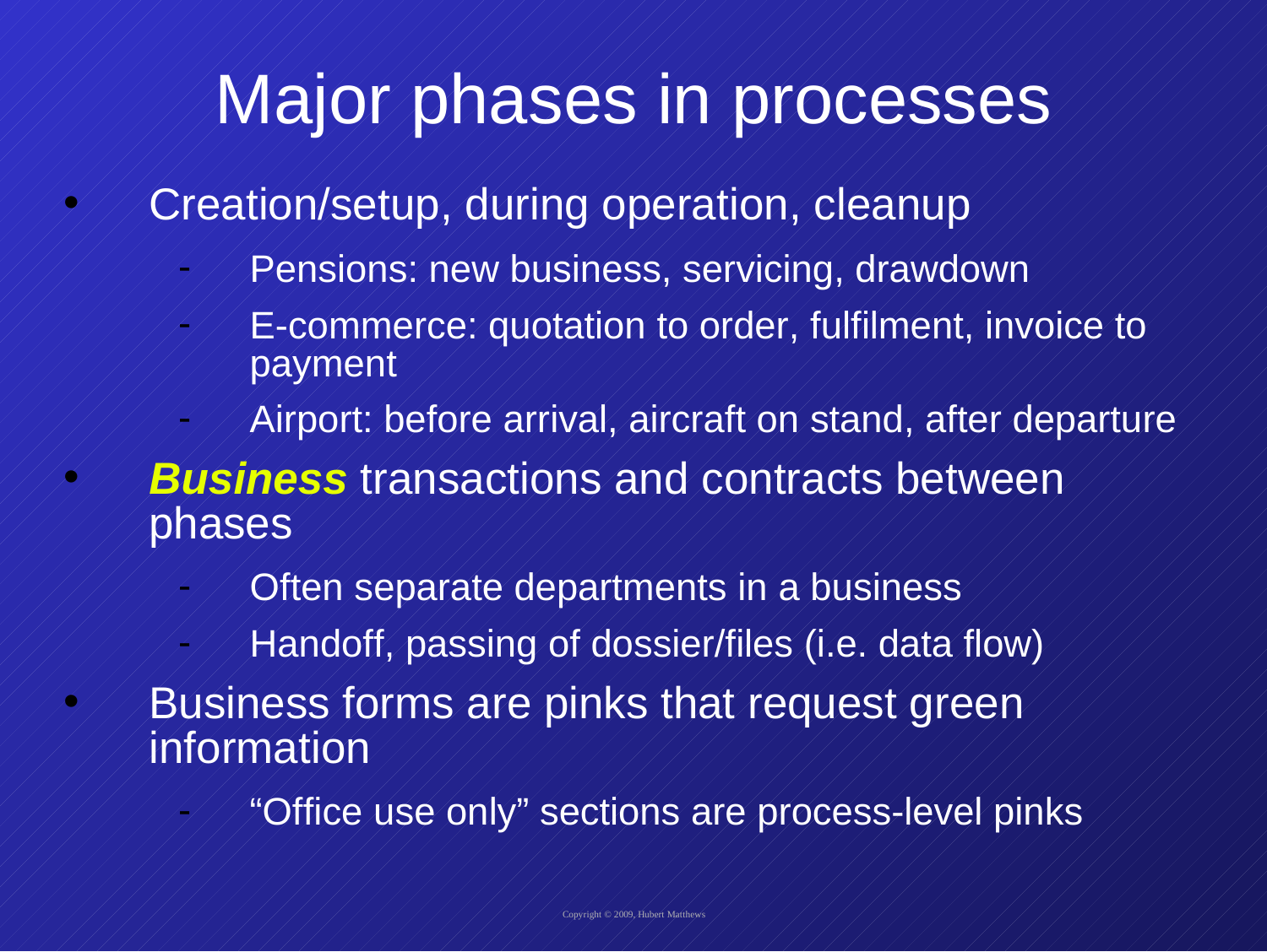# Major phases in processes

- Creation/setup, during operation, cleanup
  - Pensions: new business, servicing, drawdown
  - E-commerce: quotation to order, fulfilment, invoice to payment
  - Airport: before arrival, aircraft on stand, after departure
- ***Business*** transactions and contracts between phases
  - Often separate departments in a business
  - Handoff, passing of dossier/files (i.e. data flow)
- Business forms are pinks that request green information
  - "Office use only" sections are process-level pinks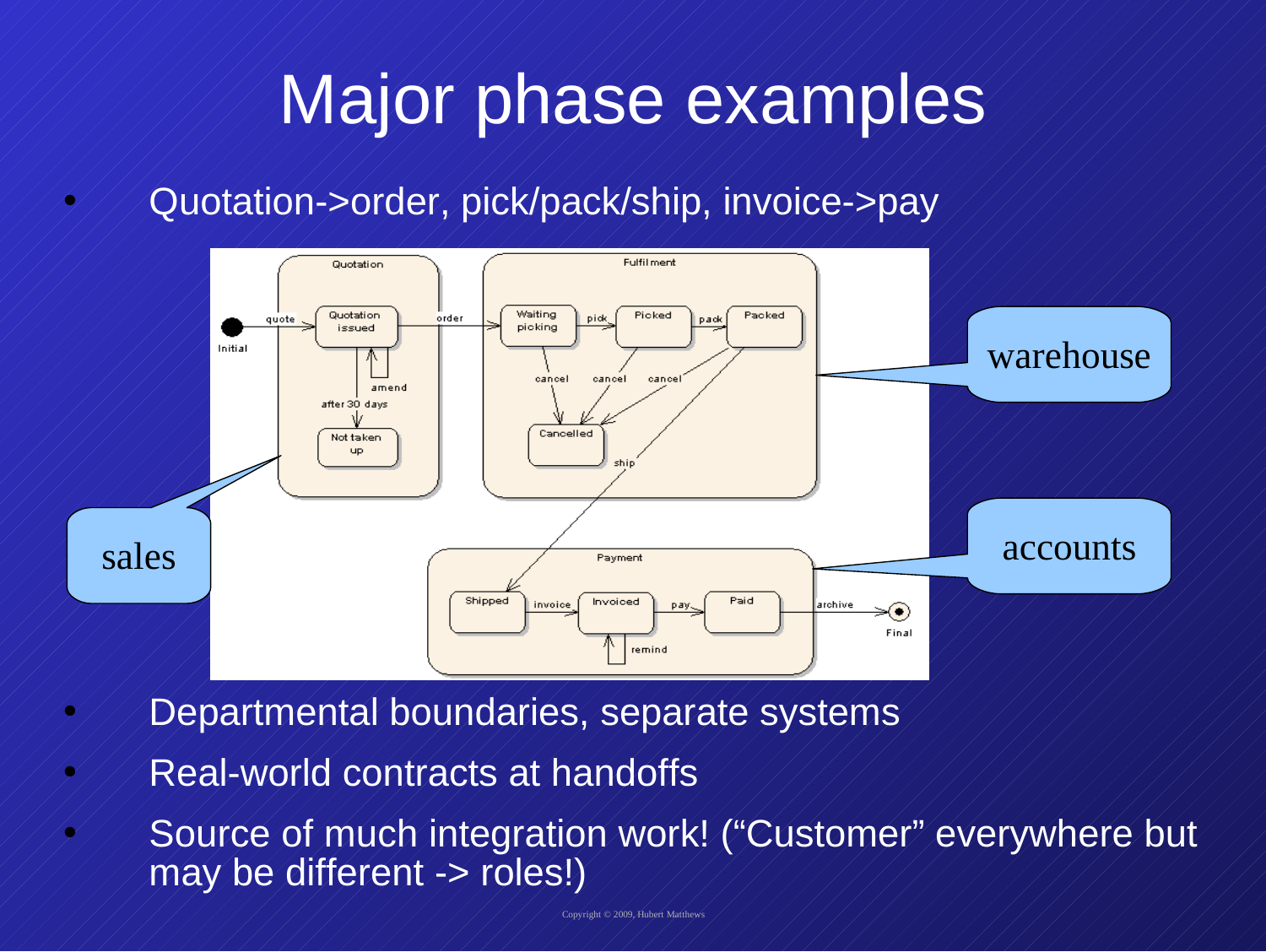# Major phase examples

- Quotation->order, pick/pack/ship, invoice->pay

- Departmental boundaries, separate systems
- Real-world contracts at handoffs
- Source of much integration work! ("Customer" everywhere but may be different -> roles!)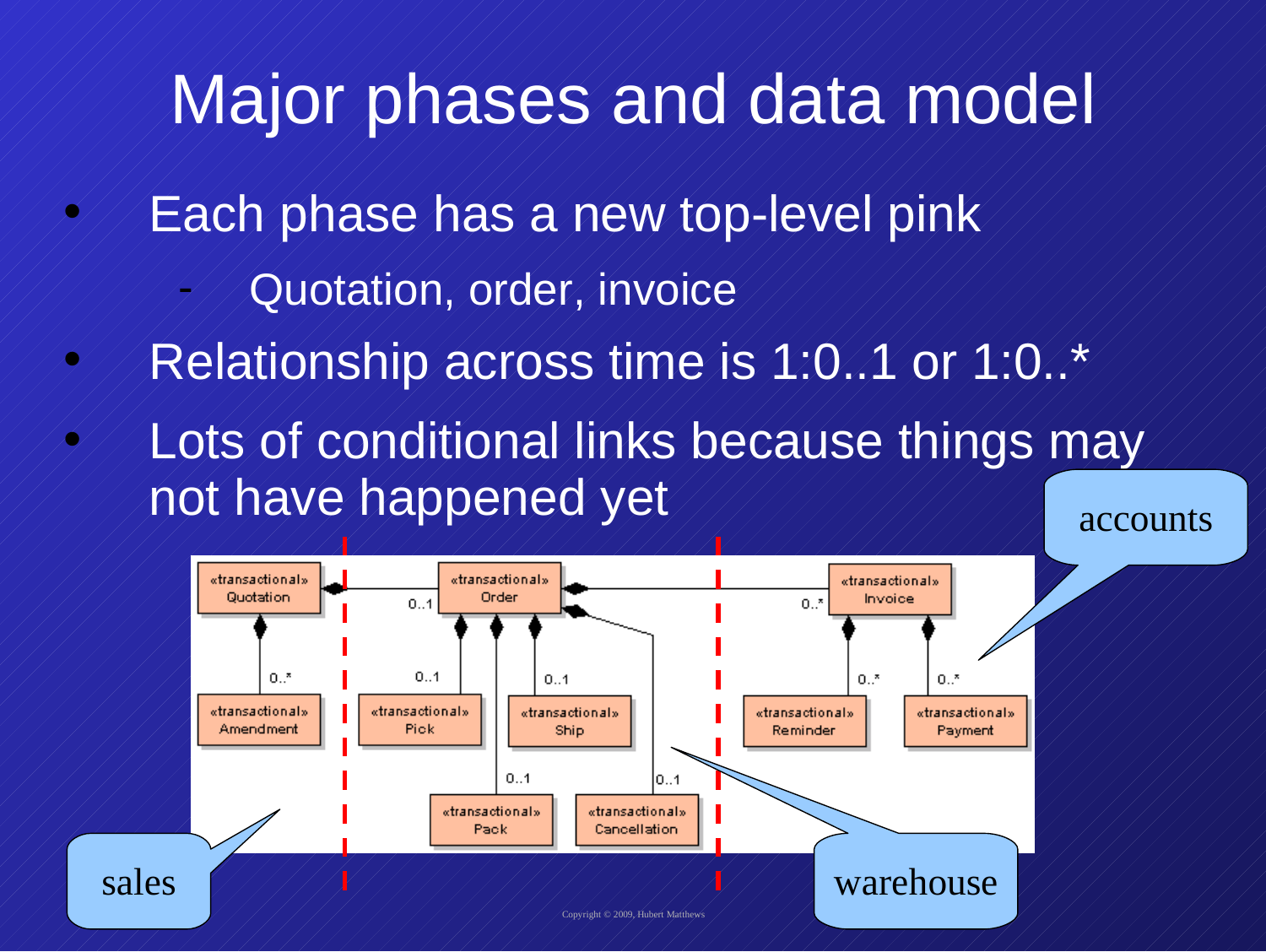# Major phases and data model

- Each phase has a new top-level pink
  - Quotation, order, invoice
- Relationship across time is 1:0..1 or 1:0..*
- Lots of conditional links because things may not have happened yet

accounts

«transactional» Quotation

«transactional» Order

«transactional» Invoice

0..1

0..*

0..*

«transactional» Amendment

0..1

0..1

«transactional» Pick

«transactional» Ship

0..*

0..*

«transactional» Reminder

«transactional» Payment

0..1

0..1

«transactional» Pack

«transactional» Cancellation

sales

warehouse

Copyright © 2009, Hubert Matthews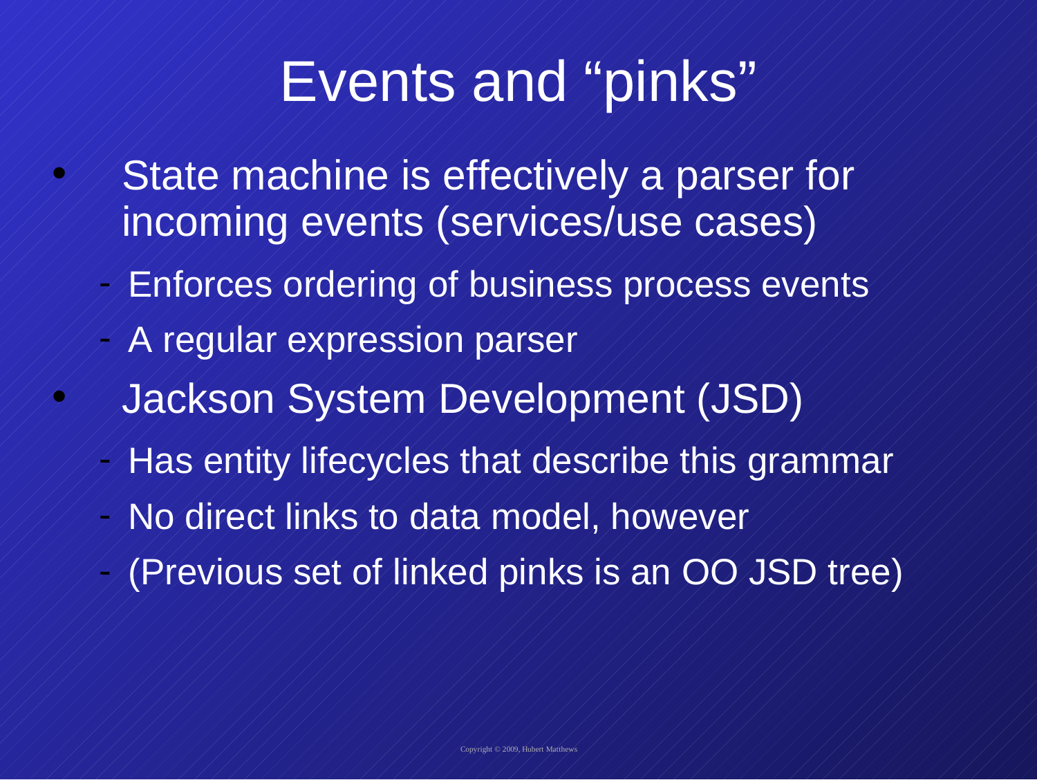# Events and “pinks”

- State machine is effectively a parser for incoming events (services/use cases)
  - Enforces ordering of business process events
  - A regular expression parser
- Jackson System Development (JSD)
  - Has entity lifecycles that describe this grammar
  - No direct links to data model, however
  - (Previous set of linked pinks is an OO JSD tree)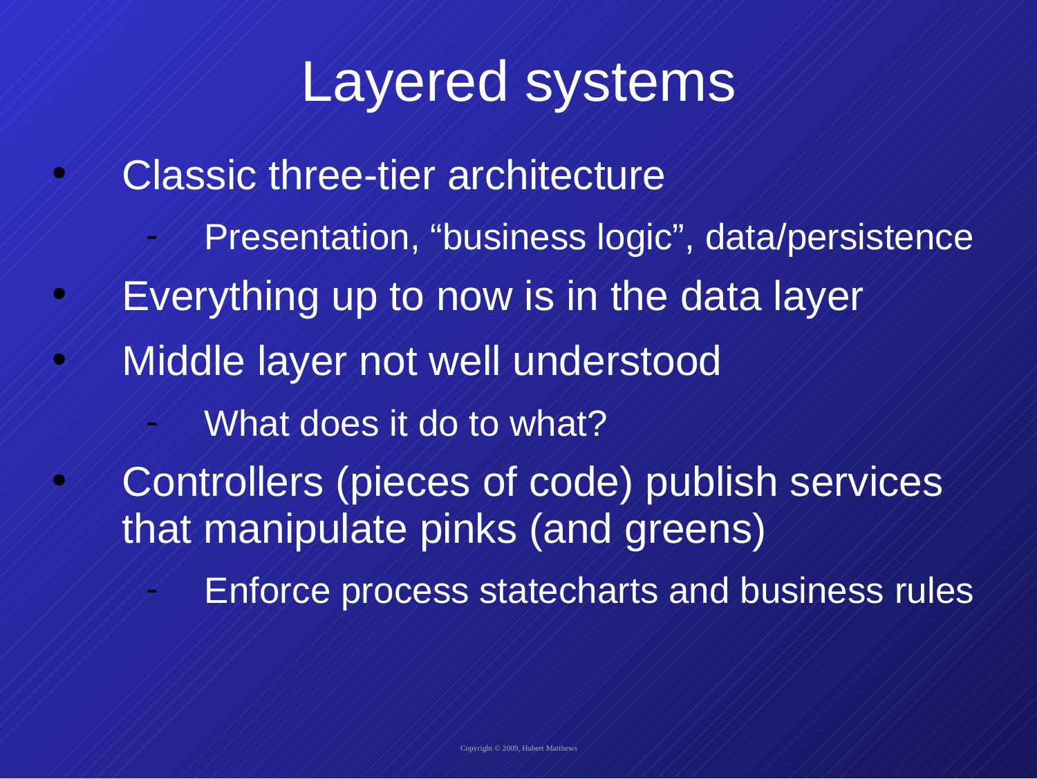# Layered systems

- Classic three-tier architecture
  - Presentation, “business logic”, data/persistence
- Everything up to now is in the data layer
- Middle layer not well understood
  - What does it do to what?
- Controllers (pieces of code) publish services that manipulate pinks (and greens)
  - Enforce process statecharts and business rules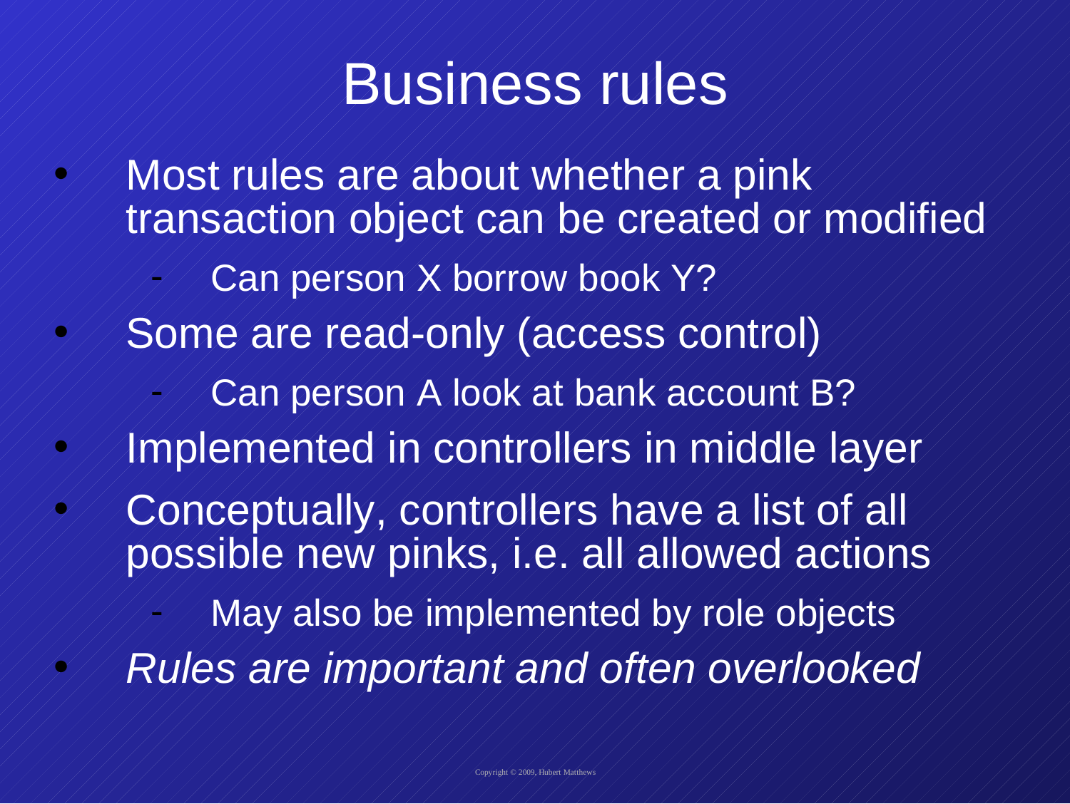# Business rules

- Most rules are about whether a pink transaction object can be created or modified
  - Can person X borrow book Y?
- Some are read-only (access control)
  - Can person A look at bank account B?
- Implemented in controllers in middle layer
- Conceptually, controllers have a list of all possible new pinks, i.e. all allowed actions
  - May also be implemented by role objects
- *Rules are important and often overlooked*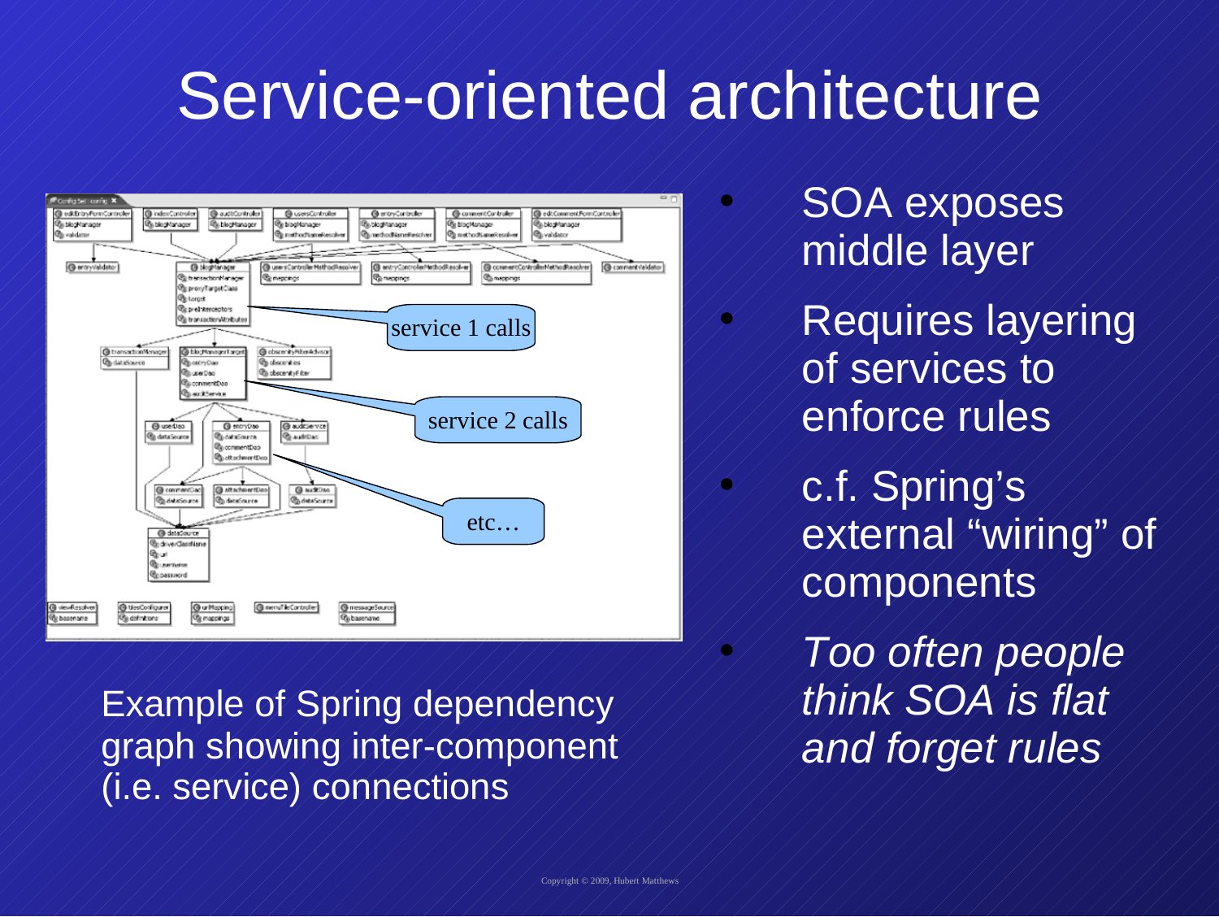# Service-oriented architecture

Example of Spring dependency graph showing inter-component (i.e. service) connections

- SOA exposes middle layer
- Requires layering of services to enforce rules
- c.f. Spring's external "wiring" of components
- *Too often people think SOA is flat and forget rules*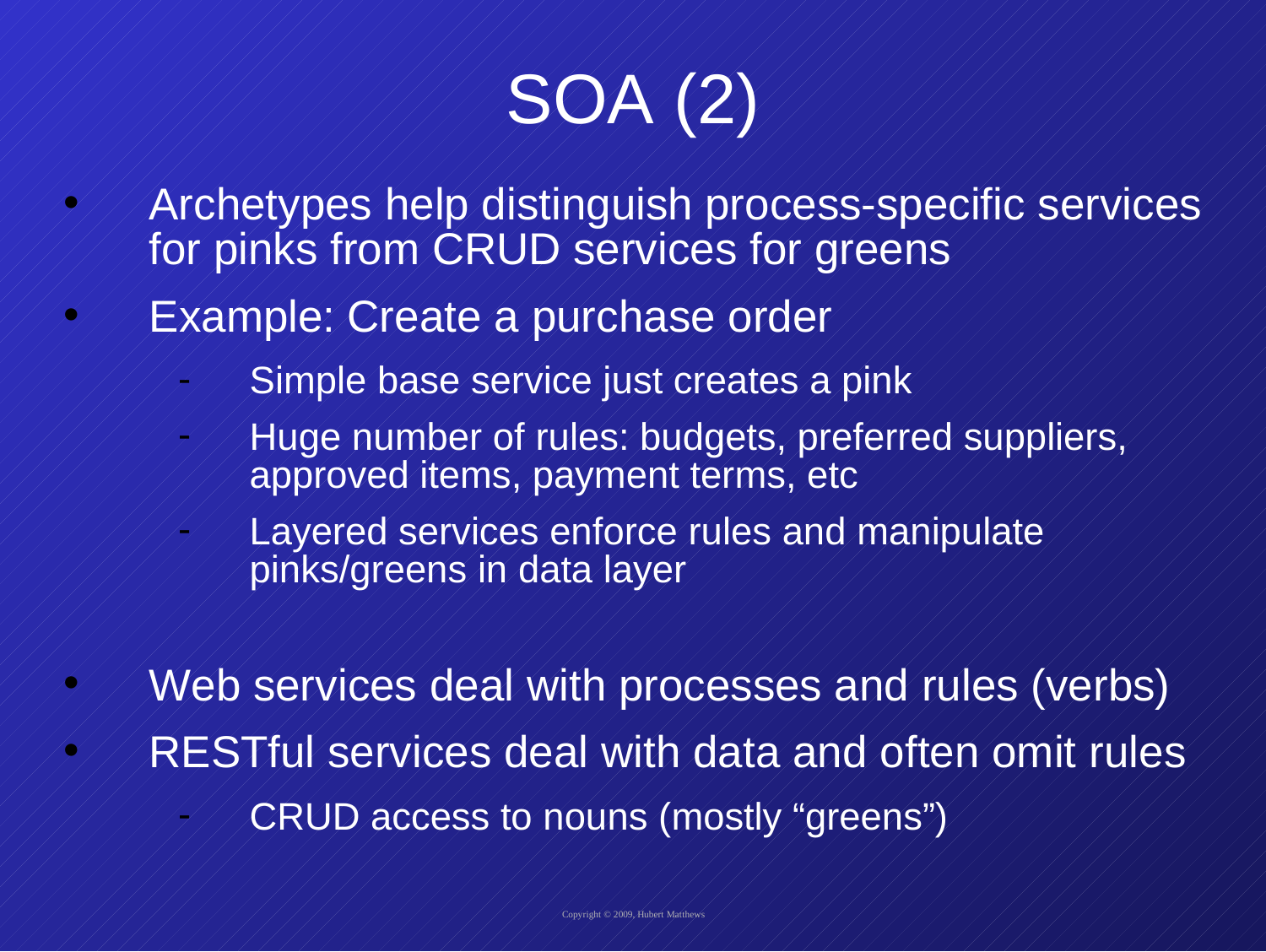# SOA (2)

- Archetypes help distinguish process-specific services for pinks from CRUD services for greens
- Example: Create a purchase order
  - Simple base service just creates a pink
  - Huge number of rules: budgets, preferred suppliers, approved items, payment terms, etc
  - Layered services enforce rules and manipulate pinks/greens in data layer
- Web services deal with processes and rules (verbs)
- RESTful services deal with data and often omit rules
  - CRUD access to nouns (mostly "greens")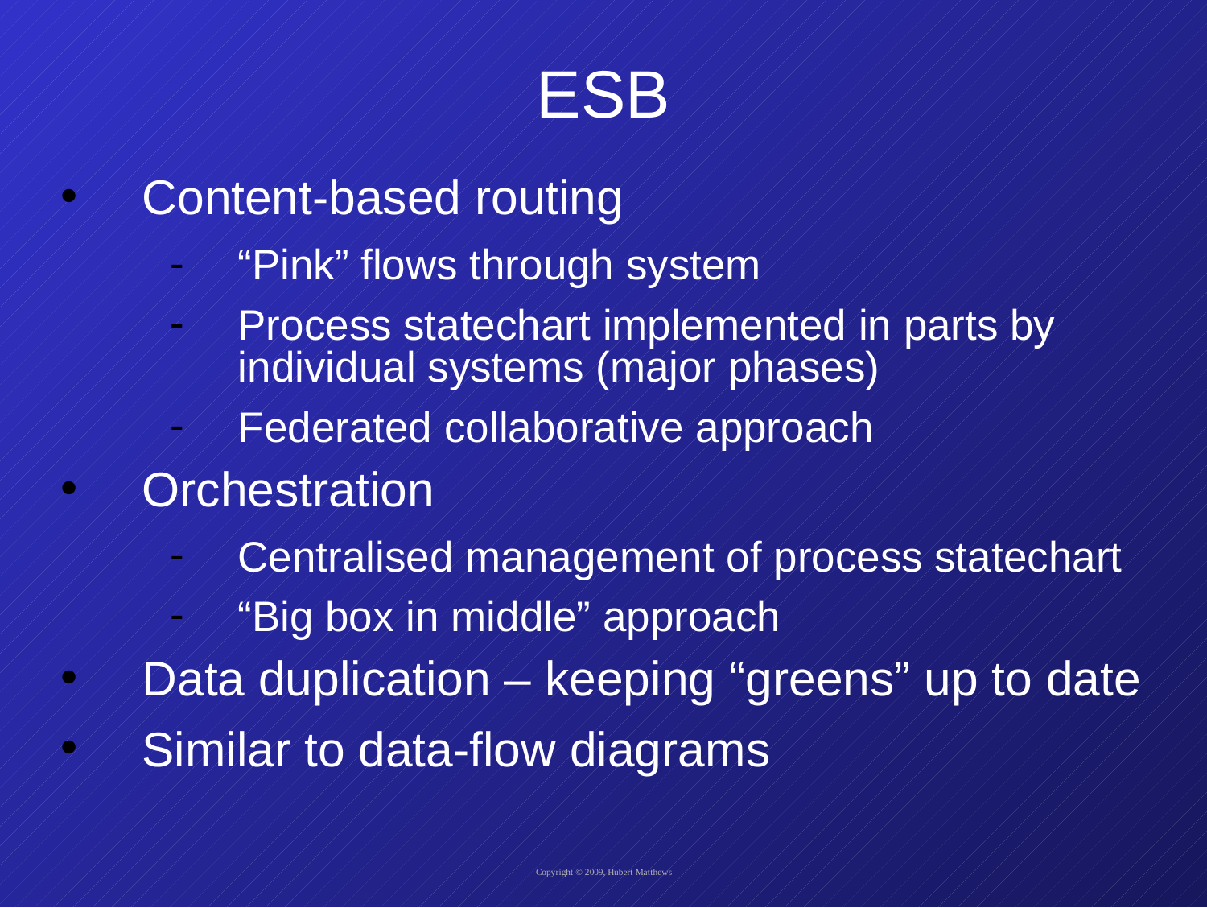# ESB

- Content-based routing
  - “Pink” flows through system
  - Process statechart implemented in parts by individual systems (major phases)
  - Federated collaborative approach
- Orchestration
  - Centralised management of process statechart
  - “Big box in middle” approach
- Data duplication – keeping “greens” up to date
- Similar to data-flow diagrams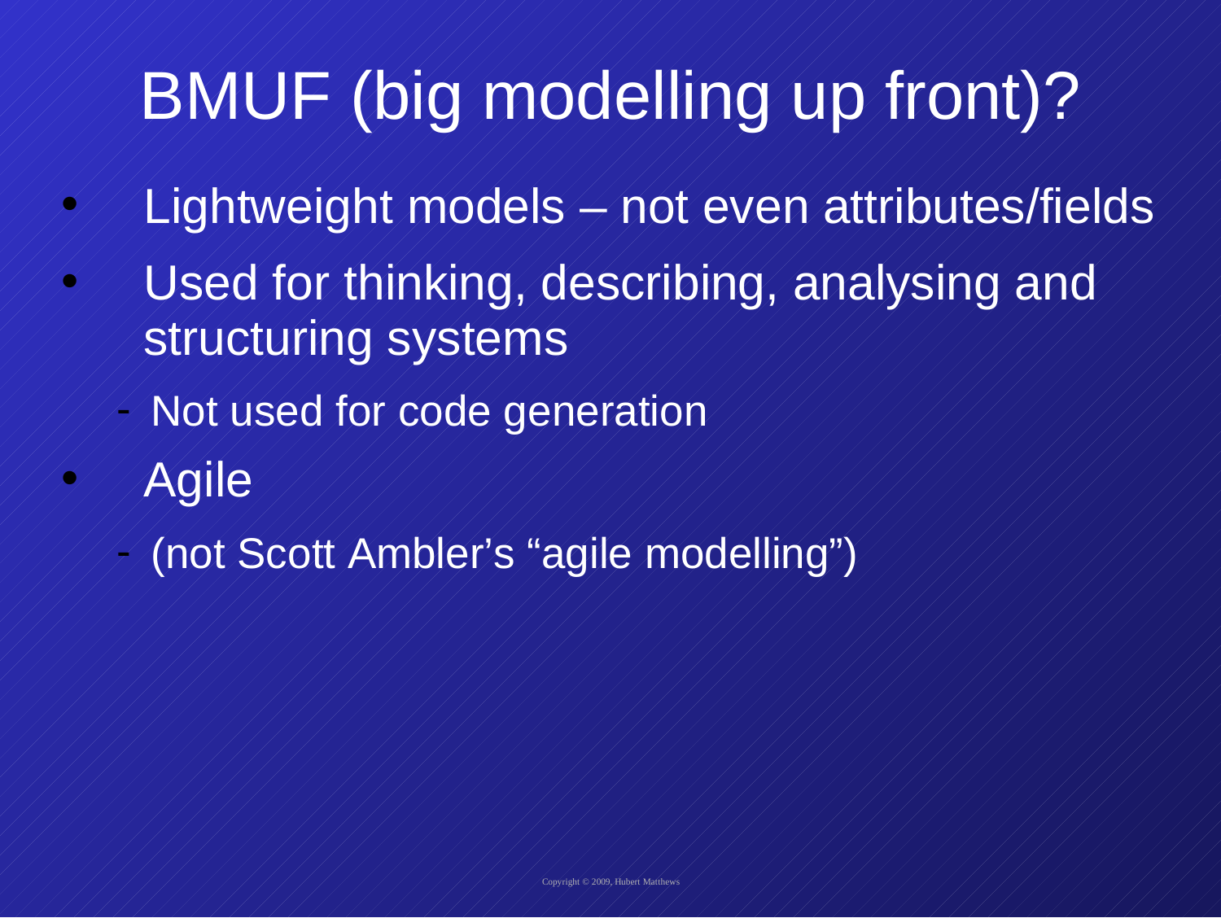# BMUF (big modelling up front)?

- Lightweight models – not even attributes/fields
- Used for thinking, describing, analysing and structuring systems
  - Not used for code generation
- Agile
  - (not Scott Ambler's "agile modelling")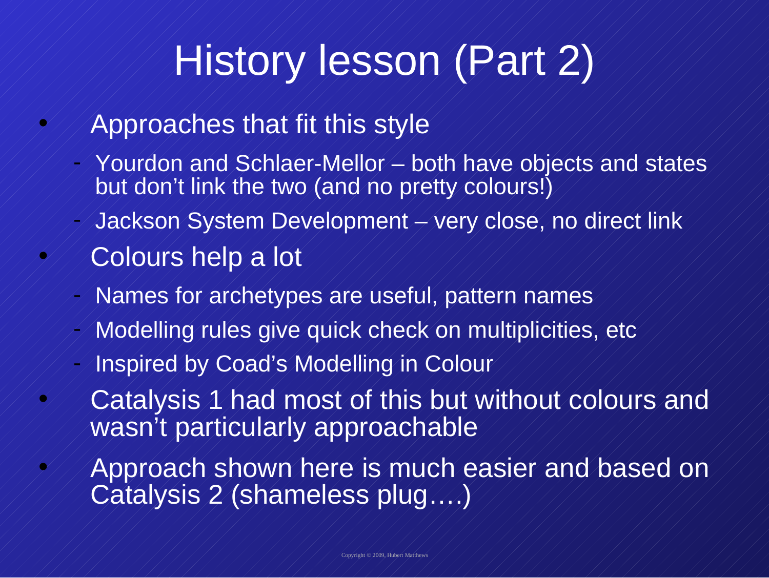# History lesson (Part 2)

- Approaches that fit this style
  - Yourdon and Schlaer-Mellor – both have objects and states but don't link the two (and no pretty colours!)
  - Jackson System Development – very close, no direct link
- Colours help a lot
  - Names for archetypes are useful, pattern names
  - Modelling rules give quick check on multiplicities, etc
  - Inspired by Coad's Modelling in Colour
- Catalysis 1 had most of this but without colours and wasn't particularly approachable
- Approach shown here is much easier and based on Catalysis 2 (shameless plug….)

Copyright © 2009, Hubert Matthews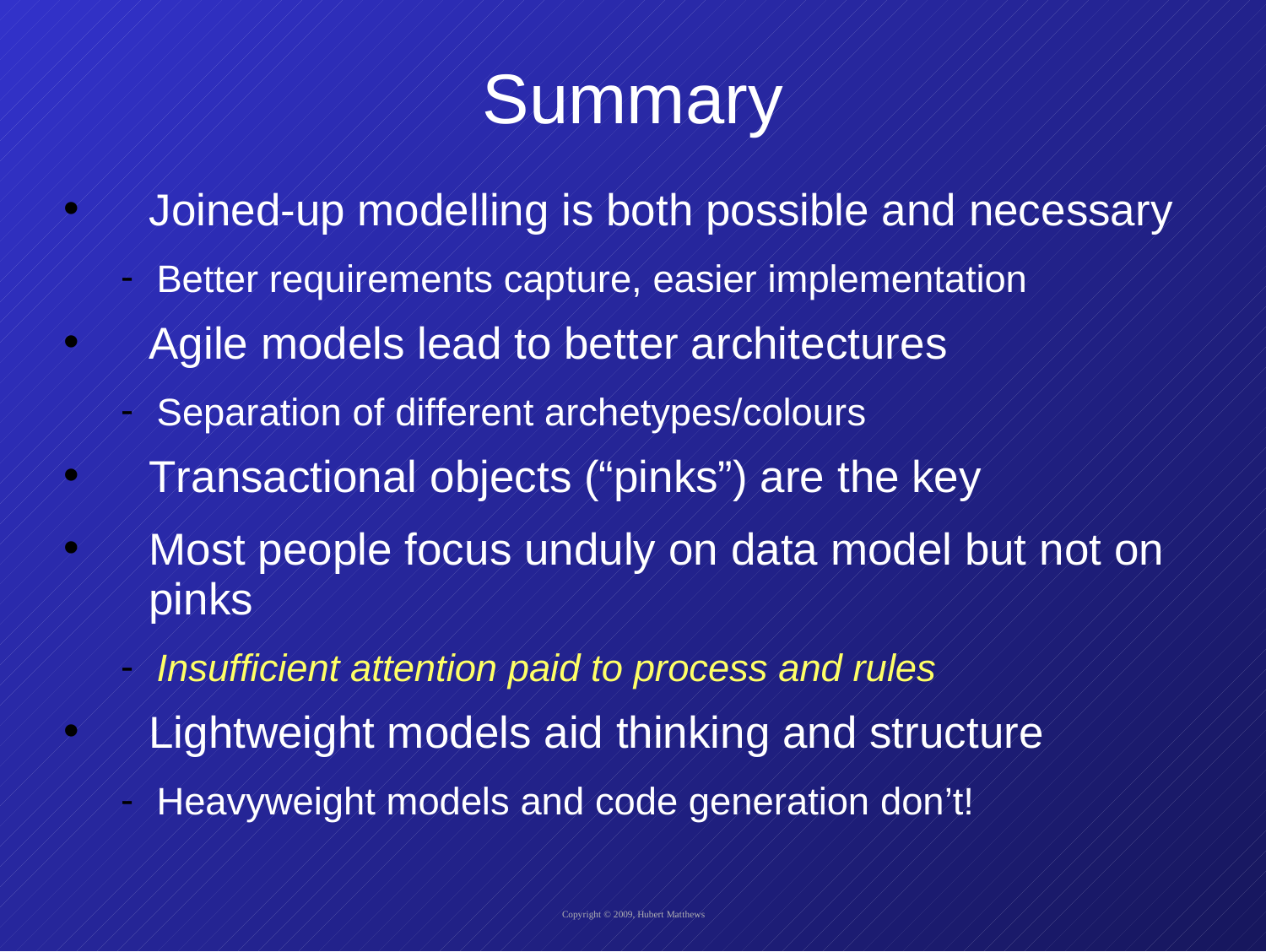# Summary

- Joined-up modelling is both possible and necessary
  - Better requirements capture, easier implementation
- Agile models lead to better architectures
  - Separation of different archetypes/colours
- Transactional objects (“pinks”) are the key
- Most people focus unduly on data model but not on pinks
  - *Insufficient attention paid to process and rules*
- Lightweight models aid thinking and structure
  - Heavyweight models and code generation don’t!

Copyright © 2009, Hubert Matthews